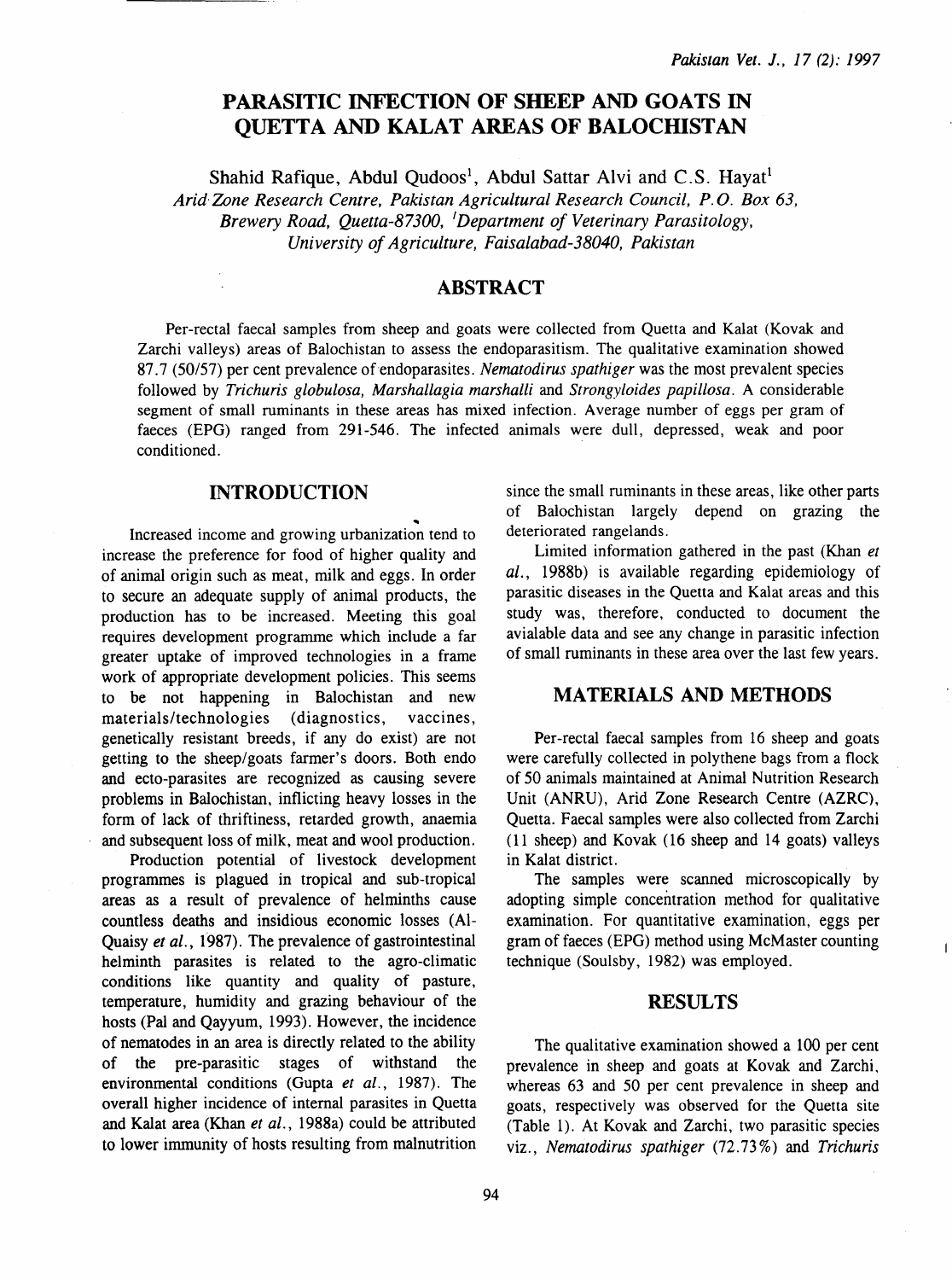# PARASITIC INFECTION OF SHEEP AND GOATS IN QUETTA AND KALAT AREAS OF BALOCHISTAN

Shahid Rafique, Abdul Qudoos[1], Abdul Sattar Alvi and C.S. Hayat[1]

*Arid Zone Research Centre, Pakistan Agricultural Research Council, P.O. Box 63, Brewery Road, Quetta-87300, [1]Department of Veterinary Parasitology, University of Agriculture, Faisalabad-38040, Pakistan*

## ABSTRACT

Per-rectal faecal samples from sheep and goats were collected from Quetta and Kalat (Kovak and Zarchi valleys) areas of Balochistan to assess the endoparasitism. The qualitative examination showed 87.7 (50/57) per cent prevalence of endoparasites. *Nematodirus spathiger* was the most prevalent species followed by *Trichuris globulosa, Marshallagia marshalli* and *Strongyloides papillosa*. A considerable segment of small ruminants in these areas has mixed infection. Average number of eggs per gram of faeces (EPG) ranged from 291-546. The infected animals were dull, depressed, weak and poor conditioned.

## INTRODUCTION

Increased income and growing urbanization tend to increase the preference for food of higher quality and of animal origin such as meat, milk and eggs. In order to secure an adequate supply of animal products, the production has to be increased. Meeting this goal requires development programme which include a far greater uptake of improved technologies in a frame work of appropriate development policies. This seems to be not happening in Balochistan and new materials/technologies (diagnostics, vaccines, genetically resistant breeds, if any do exist) are not getting to the sheep/goats farmer's doors. Both endo and ecto-parasites are recognized as causing severe problems in Balochistan, inflicting heavy losses in the form of lack of thriftiness, retarded growth, anaemia and subsequent loss of milk, meat and wool production.

Production potential of livestock development programmes is plagued in tropical and sub-tropical areas as a result of prevalence of helminths cause countless deaths and insidious economic losses (Al-Quaisy *et al.*, 1987). The prevalence of gastrointestinal helminth parasites is related to the agro-climatic conditions like quantity and quality of pasture, temperature, humidity and grazing behaviour of the hosts (Pal and Qayyum, 1993). However, the incidence of nematodes in an area is directly related to the ability of the pre-parasitic stages of withstand the environmental conditions (Gupta *et al.*, 1987). The overall higher incidence of internal parasites in Quetta and Kalat area (Khan *et al.*, 1988a) could be attributed to lower immunity of hosts resulting from malnutrition since the small ruminants in these areas, like other parts of Balochistan largely depend on grazing the deteriorated rangelands.

Limited information gathered in the past (Khan *et al.*, 1988b) is available regarding epidemiology of parasitic diseases in the Quetta and Kalat areas and this study was, therefore, conducted to document the avialable data and see any change in parasitic infection of small ruminants in these area over the last few years.

## MATERIALS AND METHODS

Per-rectal faecal samples from 16 sheep and goats were carefully collected in polythene bags from a flock of 50 animals maintained at Animal Nutrition Research Unit (ANRU), Arid Zone Research Centre (AZRC), Quetta. Faecal samples were also collected from Zarchi (11 sheep) and Kovak (16 sheep and 14 goats) valleys in Kalat district.

The samples were scanned microscopically by adopting simple concentration method for qualitative examination. For quantitative examination, eggs per gram of faeces (EPG) method using McMaster counting technique (Soulsby, 1982) was employed.

## RESULTS

The qualitative examination showed a 100 per cent prevalence in sheep and goats at Kovak and Zarchi, whereas 63 and 50 per cent prevalence in sheep and goats, respectively was observed for the Quetta site (Table 1). At Kovak and Zarchi, two parasitic species viz., *Nematodirus spathiger* (72.73%) and *Trichuris*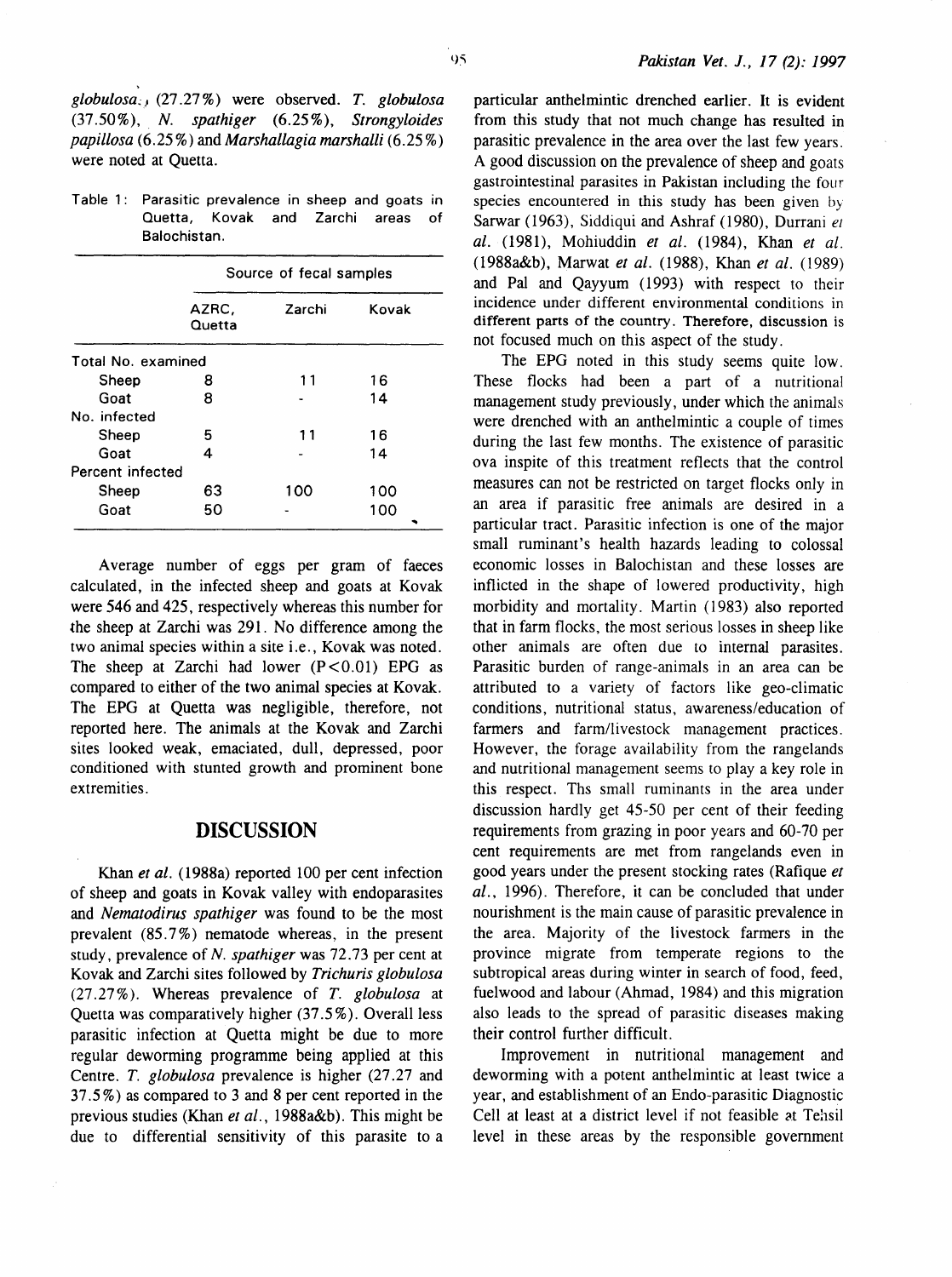*globulosa* (27.27%) were observed. *T. globulosa* (37.50%), *N. spathiger* (6.25%), *Strongyloides papillosa* (6.25%) and *Marshallagia marshalli* (6.25%) were noted at Quetta.

Table 1: Parasitic prevalence in sheep and goats in Quetta, Kovak and Zarchi areas of Balochistan.

| | Source of fecal samples | | |
|---|---|---|---|
| | AZRC, Quetta | Zarchi | Kovak |
| Total No. examined | | | |
| Sheep | 8 | 11 | 16 |
| Goat | 8 | - | 14 |
| No. infected | | | |
| Sheep | 5 | 11 | 16 |
| Goat | 4 | - | 14 |
| Percent infected | | | |
| Sheep | 63 | 100 | 100 |
| Goat | 50 | - | 100 |

Average number of eggs per gram of faeces calculated, in the infected sheep and goats at Kovak were 546 and 425, respectively whereas this number for the sheep at Zarchi was 291. No difference among the two animal species within a site i.e., Kovak was noted. The sheep at Zarchi had lower ($P<0.01$) EPG as compared to either of the two animal species at Kovak. The EPG at Quetta was negligible, therefore, not reported here. The animals at the Kovak and Zarchi sites looked weak, emaciated, dull, depressed, poor conditioned with stunted growth and prominent bone extremities.

## DISCUSSION

Khan *et al.* (1988a) reported 100 per cent infection of sheep and goats in Kovak valley with endoparasites and *Nematodirus spathiger* was found to be the most prevalent (85.7%) nematode whereas, in the present study, prevalence of *N. spathiger* was 72.73 per cent at Kovak and Zarchi sites followed by *Trichuris globulosa* (27.27%). Whereas prevalence of *T. globulosa* at Quetta was comparatively higher (37.5%). Overall less parasitic infection at Quetta might be due to more regular deworming programme being applied at this Centre. *T. globulosa* prevalence is higher (27.27 and 37.5%) as compared to 3 and 8 per cent reported in the previous studies (Khan *et al.*, 1988a&b). This might be due to differential sensitivity of this parasite to a particular anthelmintic drenched earlier. It is evident from this study that not much change has resulted in parasitic prevalence in the area over the last few years. A good discussion on the prevalence of sheep and goats gastrointestinal parasites in Pakistan including the four species encountered in this study has been given by Sarwar (1963), Siddiqui and Ashraf (1980), Durrani *et al.* (1981), Mohiuddin *et al.* (1984), Khan *et al.* (1988a&b), Marwat *et al.* (1988), Khan *et al.* (1989) and Pal and Qayyum (1993) with respect to their incidence under different environmental conditions in different parts of the country. Therefore, discussion is not focused much on this aspect of the study.

The EPG noted in this study seems quite low. These flocks had been a part of a nutritional management study previously, under which the animals were drenched with an anthelmintic a couple of times during the last few months. The existence of parasitic ova inspite of this treatment reflects that the control measures can not be restricted on target flocks only in an area if parasitic free animals are desired in a particular tract. Parasitic infection is one of the major small ruminant's health hazards leading to colossal economic losses in Balochistan and these losses are inflicted in the shape of lowered productivity, high morbidity and mortality. Martin (1983) also reported that in farm flocks, the most serious losses in sheep like other animals are often due to internal parasites. Parasitic burden of range-animals in an area can be attributed to a variety of factors like geo-climatic conditions, nutritional status, awareness/education of farmers and farm/livestock management practices. However, the forage availability from the rangelands and nutritional management seems to play a key role in this respect. Ths small ruminants in the area under discussion hardly get 45-50 per cent of their feeding requirements from grazing in poor years and 60-70 per cent requirements are met from rangelands even in good years under the present stocking rates (Rafique *et al.*, 1996). Therefore, it can be concluded that under nourishment is the main cause of parasitic prevalence in the area. Majority of the livestock farmers in the province migrate from temperate regions to the subtropical areas during winter in search of food, feed, fuelwood and labour (Ahmad, 1984) and this migration also leads to the spread of parasitic diseases making their control further difficult.

Improvement in nutritional management and deworming with a potent anthelmintic at least twice a year, and establishment of an Endo-parasitic Diagnostic Cell at least at a district level if not feasible at Tehsil level in these areas by the responsible government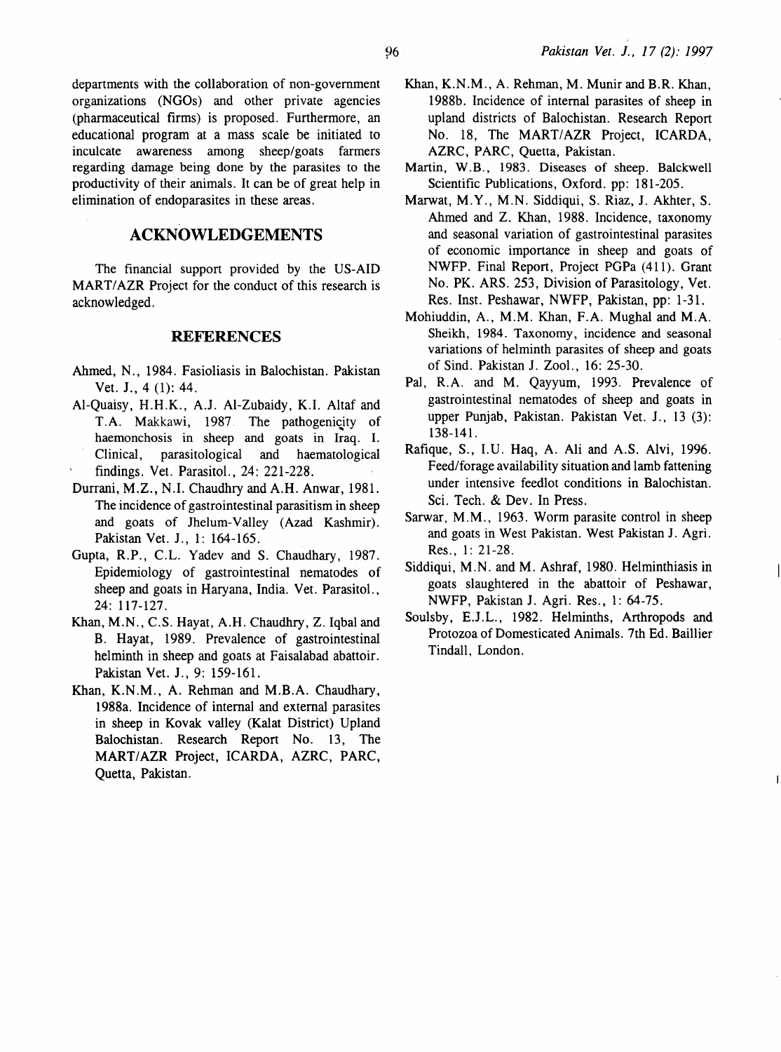departments with the collaboration of non-government organizations (NGOs) and other private agencies (pharmaceutical firms) is proposed. Furthermore, an educational program at a mass scale be initiated to inculcate awareness among sheep/goats farmers regarding damage being done by the parasites to the productivity of their animals. It can be of great help in elimination of endoparasites in these areas.

## ACKNOWLEDGEMENTS

The financial support provided by the US-AID MART/AZR Project for the conduct of this research is acknowledged.

## REFERENCES

Ahmed, N., 1984. Fasioliasis in Balochistan. Pakistan Vet. J., 4 (1): 44.

Al-Quaisy, H.H.K., A.J. Al-Zubaidy, K.I. Altaf and T.A. Makkawi, 1987. The pathogenicity of haemonchosis in sheep and goats in Iraq. I. Clinical, parasitological and haematological findings. Vet. Parasitol., 24: 221-228.

Durrani, M.Z., N.I. Chaudhry and A.H. Anwar, 1981. The incidence of gastrointestinal parasitism in sheep and goats of Jhelum-Valley (Azad Kashmir). Pakistan Vet. J., 1: 164-165.

Gupta, R.P., C.L. Yadev and S. Chaudhary, 1987. Epidemiology of gastrointestinal nematodes of sheep and goats in Haryana, India. Vet. Parasitol., 24: 117-127.

Khan, M.N., C.S. Hayat, A.H. Chaudhry, Z. Iqbal and B. Hayat, 1989. Prevalence of gastrointestinal helminth in sheep and goats at Faisalabad abattoir. Pakistan Vet. J., 9: 159-161.

Khan, K.N.M., A. Rehman and M.B.A. Chaudhary, 1988a. Incidence of internal and external parasites in sheep in Kovak valley (Kalat District) Upland Balochistan. Research Report No. 13, The MART/AZR Project, ICARDA, AZRC, PARC, Quetta, Pakistan.

Khan, K.N.M., A. Rehman, M. Munir and B.R. Khan, 1988b. Incidence of internal parasites of sheep in upland districts of Balochistan. Research Report No. 18, The MART/AZR Project, ICARDA, AZRC, PARC, Quetta, Pakistan.

Martin, W.B., 1983. Diseases of sheep. Balckwell Scientific Publications, Oxford. pp: 181-205.

Marwat, M.Y., M.N. Siddiqui, S. Riaz, J. Akhter, S. Ahmed and Z. Khan, 1988. Incidence, taxonomy and seasonal variation of gastrointestinal parasites of economic importance in sheep and goats of NWFP. Final Report, Project PGPa (411). Grant No. PK. ARS. 253, Division of Parasitology, Vet. Res. Inst. Peshawar, NWFP, Pakistan, pp: 1-31.

Mohiuddin, A., M.M. Khan, F.A. Mughal and M.A. Sheikh, 1984. Taxonomy, incidence and seasonal variations of helminth parasites of sheep and goats of Sind. Pakistan J. Zool., 16: 25-30.

Pal, R.A. and M. Qayyum, 1993. Prevalence of gastrointestinal nematodes of sheep and goats in upper Punjab, Pakistan. Pakistan Vet. J., 13 (3): 138-141.

Rafique, S., I.U. Haq, A. Ali and A.S. Alvi, 1996. Feed/forage availability situation and lamb fattening under intensive feedlot conditions in Balochistan. Sci. Tech. & Dev. In Press.

Sarwar, M.M., 1963. Worm parasite control in sheep and goats in West Pakistan. West Pakistan J. Agri. Res., 1: 21-28.

Siddiqui, M.N. and M. Ashraf, 1980. Helminthiasis in goats slaughtered in the abattoir of Peshawar, NWFP, Pakistan J. Agri. Res., 1: 64-75.

Soulsby, E.J.L., 1982. Helminths, Arthropods and Protozoa of Domesticated Animals. 7th Ed. Baillier Tindall, London.